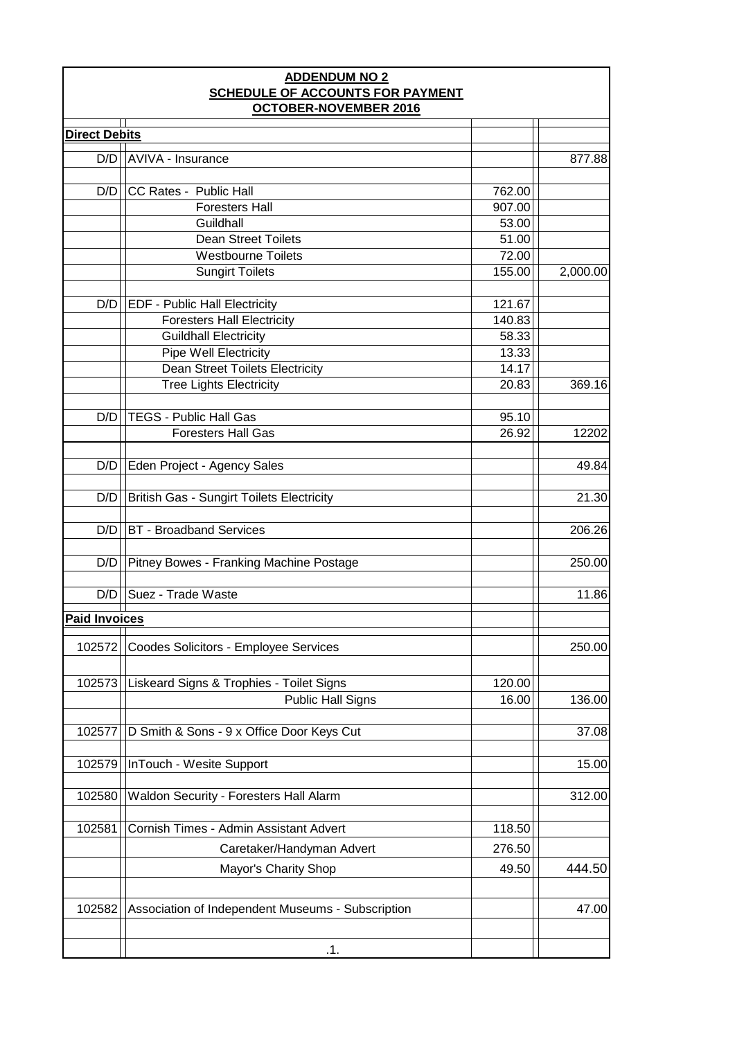**ADDENDUM NO 2**
**SCHEDULE OF ACCOUNTS FOR PAYMENT**
**OCTOBER-NOVEMBER 2016**

| | | | |
|---|---|---|---|
| **Direct Debits** | | | |
| D/D | AVIVA - Insurance | | 877.88 |
| D/D | CC Rates - Public Hall | 762.00 | |
| | Foresters Hall | 907.00 | |
| | Guildhall | 53.00 | |
| | Dean Street Toilets | 51.00 | |
| | Westbourne Toilets | 72.00 | |
| | Sungirt Toilets | 155.00 | 2,000.00 |
| D/D | EDF - Public Hall Electricity | 121.67 | |
| | Foresters Hall Electricity | 140.83 | |
| | Guildhall Electricity | 58.33 | |
| | Pipe Well Electricity | 13.33 | |
| | Dean Street Toilets Electricity | 14.17 | |
| | Tree Lights Electricity | 20.83 | 369.16 |
| D/D | TEGS - Public Hall Gas | 95.10 | |
| | Foresters Hall Gas | 26.92 | 12202 |
| D/D | Eden Project - Agency Sales | | 49.84 |
| D/D | British Gas - Sungirt Toilets Electricity | | 21.30 |
| D/D | BT - Broadband Services | | 206.26 |
| D/D | Pitney Bowes - Franking Machine Postage | | 250.00 |
| D/D | Suez - Trade Waste | | 11.86 |
| **Paid Invoices** | | | |
| 102572 | Coodes Solicitors - Employee Services | | 250.00 |
| 102573 | Liskeard Signs & Trophies - Toilet Signs | 120.00 | |
| | Public Hall Signs | 16.00 | 136.00 |
| 102577 | D Smith & Sons - 9 x Office Door Keys Cut | | 37.08 |
| 102579 | InTouch - Wesite Support | | 15.00 |
| 102580 | Waldon Security - Foresters Hall Alarm | | 312.00 |
| 102581 | Cornish Times - Admin Assistant Advert | 118.50 | |
| | Caretaker/Handyman Advert | 276.50 | |
| | Mayor's Charity Shop | 49.50 | 444.50 |
| 102582 | Association of Independent Museums - Subscription | | 47.00 |
| | .1. | | |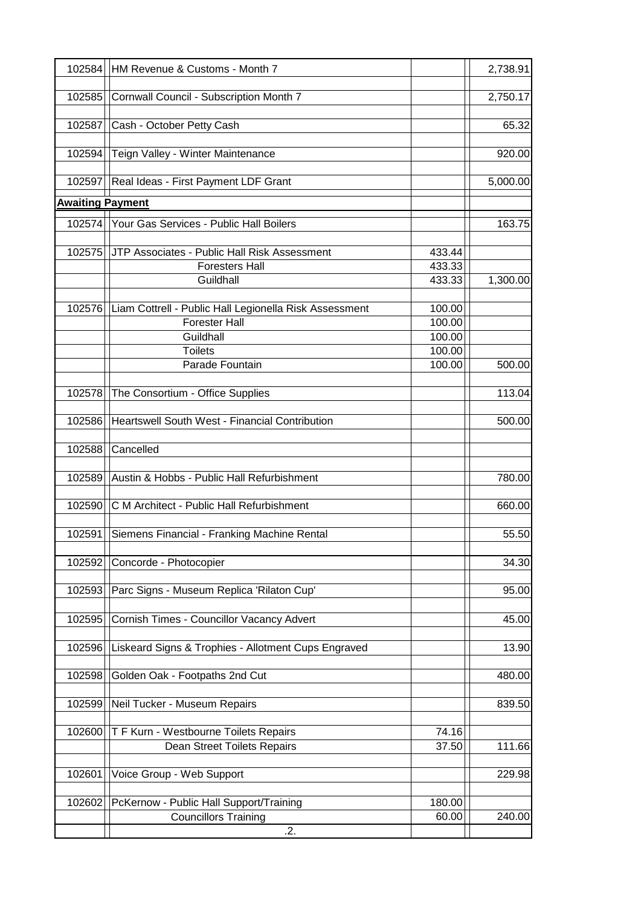| | | | |
|---|---|---|---|
| 102584 | HM Revenue & Customs - Month 7 | | 2,738.91 |
| 102585 | Cornwall Council - Subscription Month 7 | | 2,750.17 |
| 102587 | Cash - October Petty Cash | | 65.32 |
| 102594 | Teign Valley - Winter Maintenance | | 920.00 |
| 102597 | Real Ideas - First Payment LDF Grant | | 5,000.00 |
| **Awaiting Payment** | | | |
| 102574 | Your Gas Services - Public Hall Boilers | | 163.75 |
| 102575 | JTP Associates - Public Hall Risk Assessment | 433.44 | |
| | Foresters Hall | 433.33 | |
| | Guildhall | 433.33 | 1,300.00 |
| 102576 | Liam Cottrell - Public Hall Legionella Risk Assessment | 100.00 | |
| | Forester Hall | 100.00 | |
| | Guildhall | 100.00 | |
| | Toilets | 100.00 | |
| | Parade Fountain | 100.00 | 500.00 |
| 102578 | The Consortium - Office Supplies | | 113.04 |
| 102586 | Heartswell South West - Financial Contribution | | 500.00 |
| 102588 | Cancelled | | |
| 102589 | Austin & Hobbs - Public Hall Refurbishment | | 780.00 |
| 102590 | C M Architect - Public Hall Refurbishment | | 660.00 |
| 102591 | Siemens Financial - Franking Machine Rental | | 55.50 |
| 102592 | Concorde - Photocopier | | 34.30 |
| 102593 | Parc Signs - Museum Replica 'Rilaton Cup' | | 95.00 |
| 102595 | Cornish Times - Councillor Vacancy Advert | | 45.00 |
| 102596 | Liskeard Signs & Trophies - Allotment Cups Engraved | | 13.90 |
| 102598 | Golden Oak - Footpaths 2nd Cut | | 480.00 |
| 102599 | Neil Tucker - Museum Repairs | | 839.50 |
| 102600 | T F Kurn - Westbourne Toilets Repairs | 74.16 | |
| | Dean Street Toilets Repairs | 37.50 | 111.66 |
| 102601 | Voice Group - Web Support | | 229.98 |
| 102602 | PcKernow - Public Hall Support/Training | 180.00 | |
| | Councillors Training | 60.00 | 240.00 |
| | .2. | | |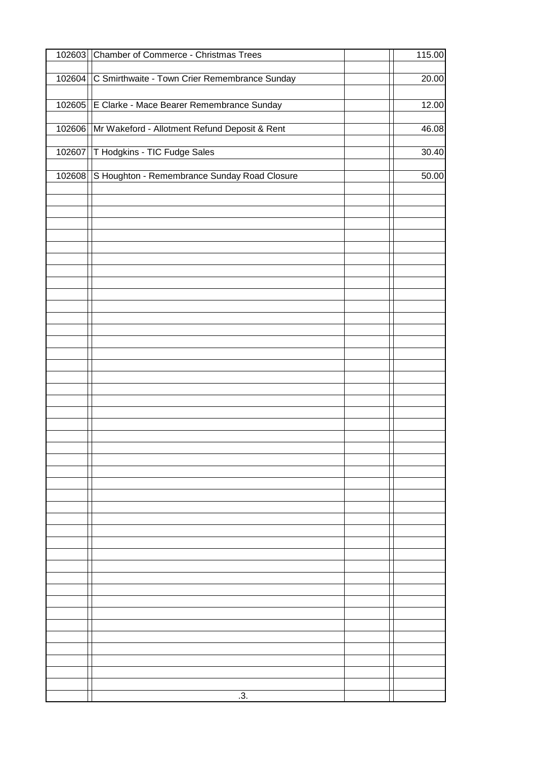| | | | |
|---|---|---|---|
| 102603 | Chamber of Commerce - Christmas Trees | | 115.00 |
| 102604 | C Smirthwaite - Town Crier Remembrance Sunday | | 20.00 |
| 102605 | E Clarke - Mace Bearer Remembrance Sunday | | 12.00 |
| 102606 | Mr Wakeford - Allotment Refund Deposit & Rent | | 46.08 |
| 102607 | T Hodgkins - TIC Fudge Sales | | 30.40 |
| 102608 | S Houghton - Remembrance Sunday Road Closure | | 50.00 |